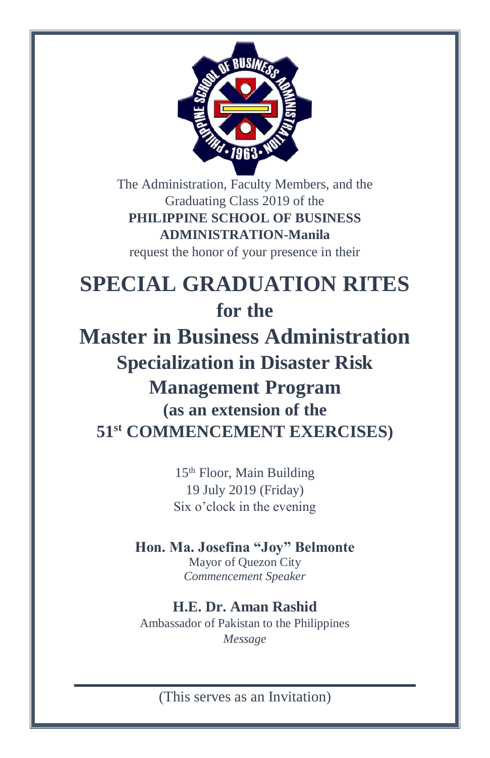The Administration, Faculty Members, and the Graduating Class 2019 of the
**PHILIPPINE SCHOOL OF BUSINESS ADMINISTRATION-Manila**
request the honor of your presence in their

# SPECIAL GRADUATION RITES

## for the

# Master in Business Administration

## Specialization in Disaster Risk Management Program

### (as an extension of the 51st COMMENCEMENT EXERCISES)

15th Floor, Main Building
19 July 2019 (Friday)
Six o'clock in the evening

**Hon. Ma. Josefina "Joy" Belmonte**
Mayor of Quezon City
*Commencement Speaker*

**H.E. Dr. Aman Rashid**
Ambassador of Pakistan to the Philippines
*Message*

---

(This serves as an Invitation)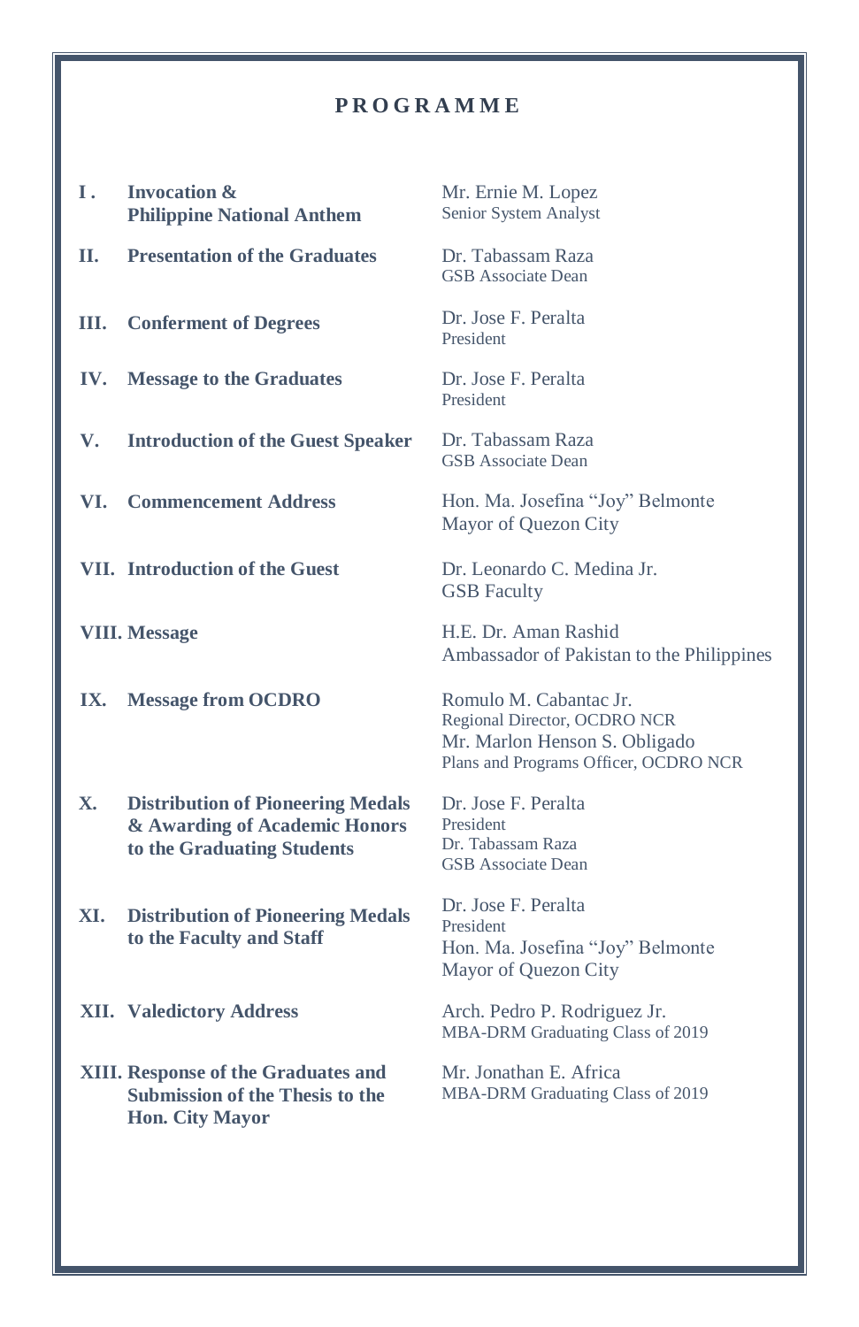# PROGRAMME

| | Programme Item | Person |
|---|---|---|
| I. | **Invocation & Philippine National Anthem** | Mr. Ernie M. Lopez<br>Senior System Analyst |
| II. | **Presentation of the Graduates** | Dr. Tabassam Raza<br>GSB Associate Dean |
| III. | **Conferment of Degrees** | Dr. Jose F. Peralta<br>President |
| IV. | **Message to the Graduates** | Dr. Jose F. Peralta<br>President |
| V. | **Introduction of the Guest Speaker** | Dr. Tabassam Raza<br>GSB Associate Dean |
| VI. | **Commencement Address** | Hon. Ma. Josefina "Joy" Belmonte<br>Mayor of Quezon City |
| VII. | **Introduction of the Guest** | Dr. Leonardo C. Medina Jr.<br>GSB Faculty |
| VIII. | **Message** | H.E. Dr. Aman Rashid<br>Ambassador of Pakistan to the Philippines |
| IX. | **Message from OCDRO** | Romulo M. Cabantac Jr.<br>Regional Director, OCDRO NCR<br>Mr. Marlon Henson S. Obligado<br>Plans and Programs Officer, OCDRO NCR |
| X. | **Distribution of Pioneering Medals & Awarding of Academic Honors to the Graduating Students** | Dr. Jose F. Peralta<br>President<br>Dr. Tabassam Raza<br>GSB Associate Dean |
| XI. | **Distribution of Pioneering Medals to the Faculty and Staff** | Dr. Jose F. Peralta<br>President<br>Hon. Ma. Josefina "Joy" Belmonte<br>Mayor of Quezon City |
| XII. | **Valedictory Address** | Arch. Pedro P. Rodriguez Jr.<br>MBA-DRM Graduating Class of 2019 |
| XIII. | **Response of the Graduates and Submission of the Thesis to the Hon. City Mayor** | Mr. Jonathan E. Africa<br>MBA-DRM Graduating Class of 2019 |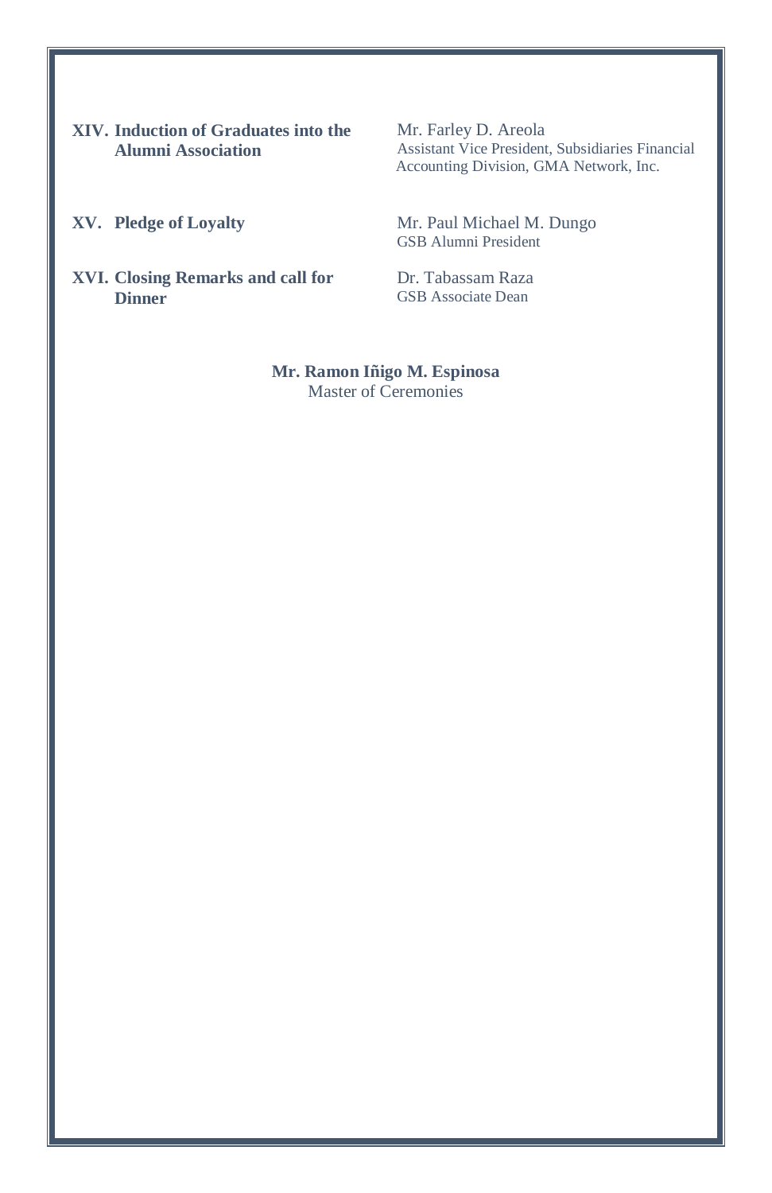**XIV. Induction of Graduates into the Alumni Association**

Mr. Farley D. Areola
Assistant Vice President, Subsidiaries Financial Accounting Division, GMA Network, Inc.

**XV. Pledge of Loyalty**

Mr. Paul Michael M. Dungo
GSB Alumni President

**XVI. Closing Remarks and call for Dinner**

Dr. Tabassam Raza
GSB Associate Dean

**Mr. Ramon Iñigo M. Espinosa**
Master of Ceremonies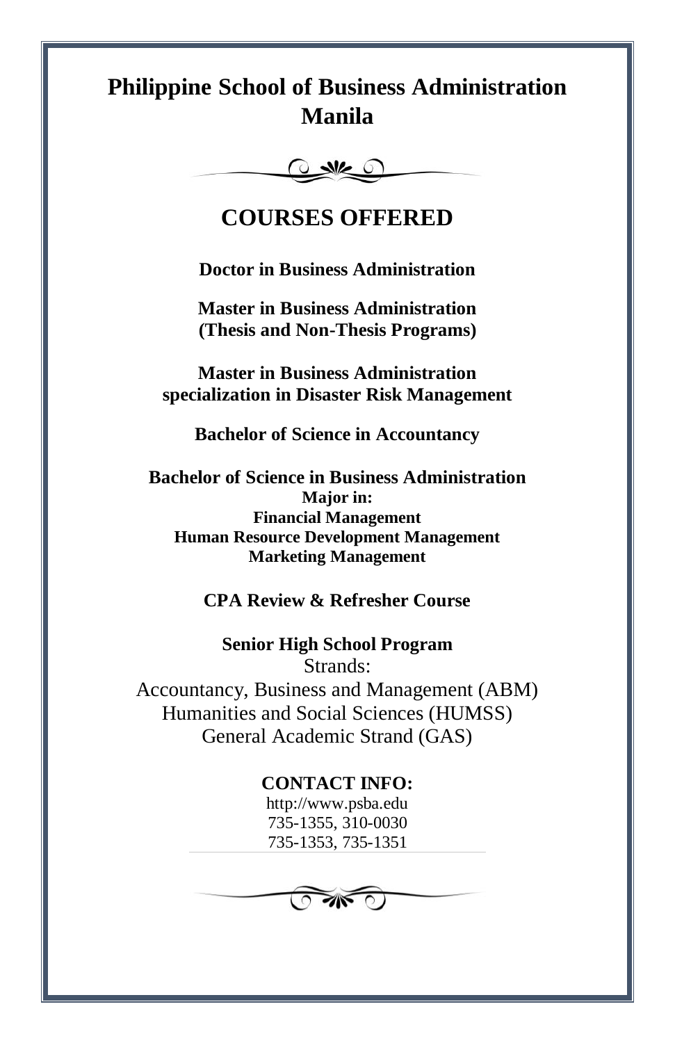# Philippine School of Business Administration Manila

## COURSES OFFERED

**Doctor in Business Administration**

**Master in Business Administration**
**(Thesis and Non-Thesis Programs)**

**Master in Business Administration**
**specialization in Disaster Risk Management**

**Bachelor of Science in Accountancy**

**Bachelor of Science in Business Administration**
**Major in:**
**Financial Management**
**Human Resource Development Management**
**Marketing Management**

**CPA Review & Refresher Course**

**Senior High School Program**
Strands:
Accountancy, Business and Management (ABM)
Humanities and Social Sciences (HUMSS)
General Academic Strand (GAS)

**CONTACT INFO:**
http://www.psba.edu
735-1355, 310-0030
735-1353, 735-1351